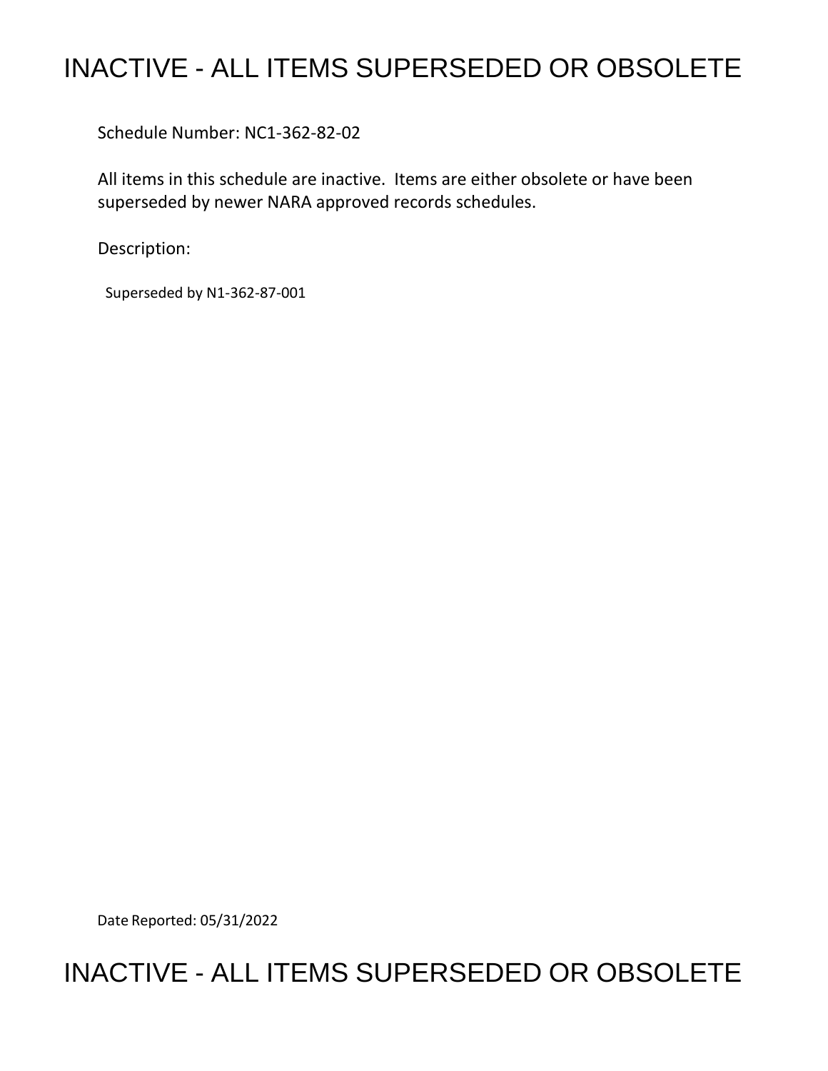# INACTIVE - ALL ITEMS SUPERSEDED OR OBSOLETE

Schedule Number: NC1-362-82-02

All items in this schedule are inactive. Items are either obsolete or have been superseded by newer NARA approved records schedules.

Description:

Superseded by N1-362-87-001

Date Reported: 05/31/2022

# INACTIVE - ALL ITEMS SUPERSEDED OR OBSOLETE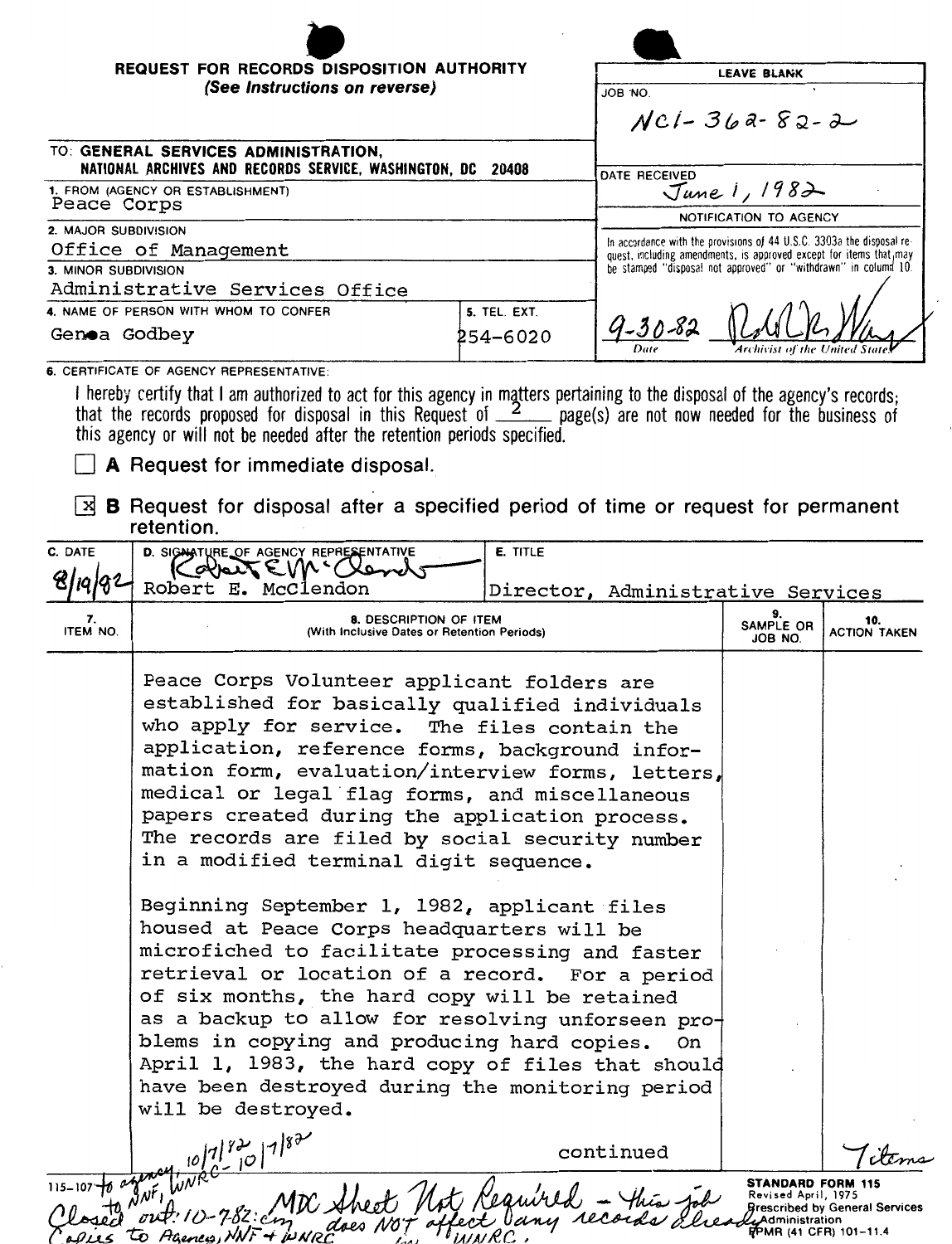**REQUEST FOR RECORDS DISPOSITION AUTHORITY**
*(See Instructions on reverse)*

| LEAVE BLANK |
|---|
| JOB NO. NC1-362-82-2 |
| DATE RECEIVED June 1, 1982 |
| NOTIFICATION TO AGENCY |
| In accordance with the provisions of 44 U.S.C. 3303a the disposal request, including amendments, is approved except for items that may be stamped "disposal not approved" or "withdrawn" in column 10. |
| 9-30-82 (Date) [signature] (Archivist of the United States) |

TO: **GENERAL SERVICES ADMINISTRATION, NATIONAL ARCHIVES AND RECORDS SERVICE, WASHINGTON, DC 20408**

1. FROM (AGENCY OR ESTABLISHMENT): Peace Corps
2. MAJOR SUBDIVISION: Office of Management
3. MINOR SUBDIVISION: Administrative Services Office
4. NAME OF PERSON WITH WHOM TO CONFER: Genoa Godbey
5. TEL. EXT.: 254-6020

6. CERTIFICATE OF AGENCY REPRESENTATIVE:

I hereby certify that I am authorized to act for this agency in matters pertaining to the disposal of the agency's records; that the records proposed for disposal in this Request of 2 page(s) are not now needed for the business of this agency or will not be needed after the retention periods specified.

☐ **A** Request for immediate disposal.

☒ **B** Request for disposal after a specified period of time or request for permanent retention.

| C. DATE | D. SIGNATURE OF AGENCY REPRESENTATIVE | E. TITLE |
|---|---|---|
| 8/19/82 | [signature] Robert E. McClendon | Director, Administrative Services |

| 7. ITEM NO. | 8. DESCRIPTION OF ITEM (With Inclusive Dates or Retention Periods) | 9. SAMPLE OR JOB NO. | 10. ACTION TAKEN |
|---|---|---|---|
| | Peace Corps Volunteer applicant folders are established for basically qualified individuals who apply for service. The files contain the application, reference forms, background information form, evaluation/interview forms, letters, medical or legal flag forms, and miscellaneous papers created during the application process. The records are filed by social security number in a modified terminal digit sequence.<br><br>Beginning September 1, 1982, applicant files housed at Peace Corps headquarters will be microfiched to facilitate processing and faster retrieval or location of a record. For a period of six months, the hard copy will be retained as a backup to allow for resolving unforseen problems in copying and producing hard copies. On April 1, 1983, the hard copy of files that should have been destroyed during the monitoring period will be destroyed.<br><br>continued | | 7 items |

115-107 to agency, 10/7/82; to NNF, WNRC 10/7/82
Closed out: 10-7-82: cm MDC Sheet Not Required - this job does NOT affect any records already in WNRC.
Copies to Agency, NNF + WNRC

STANDARD FORM 115
Revised April, 1975
Prescribed by General Services Administration
FPMR (41 CFR) 101-11.4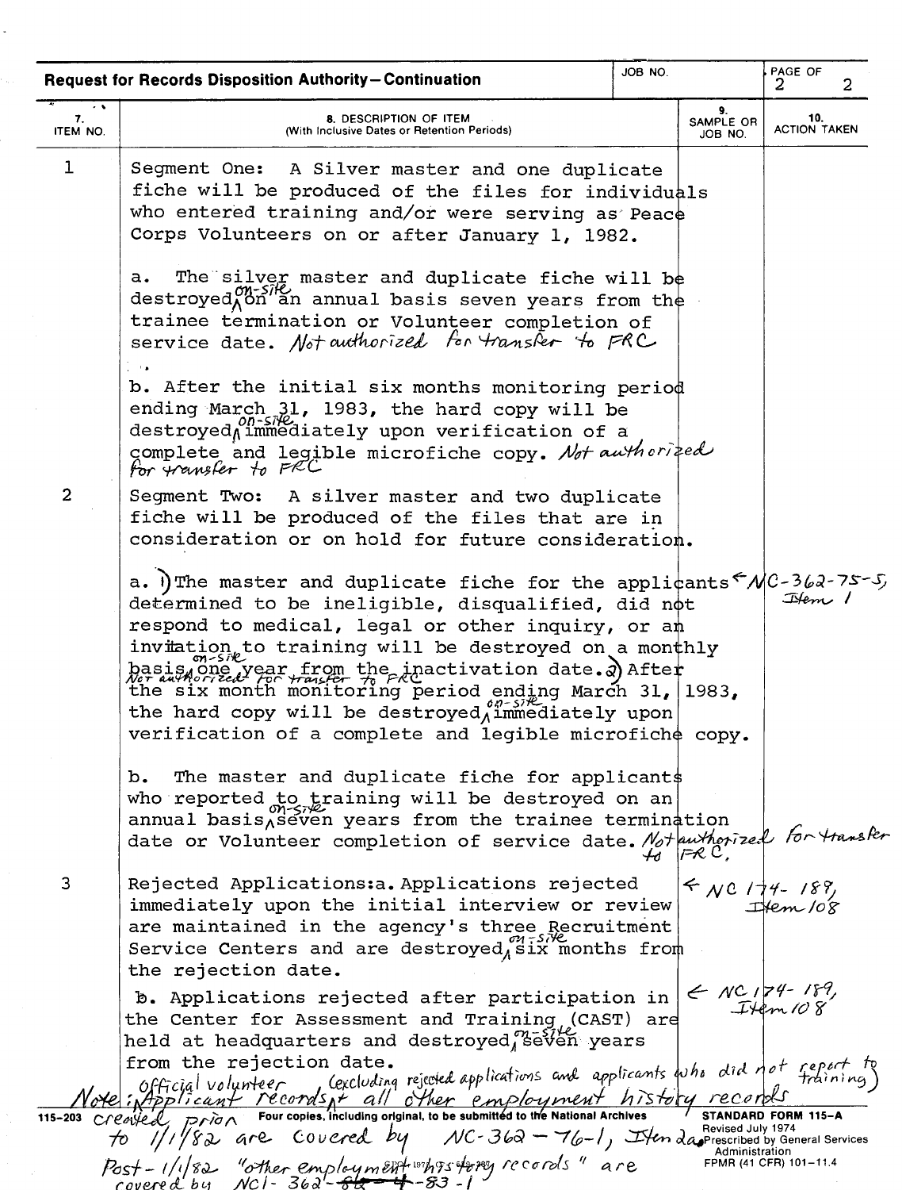**Request for Records Disposition Authority—Continuation**

JOB NO.

PAGE 2 OF 2

| 7. ITEM NO. | 8. DESCRIPTION OF ITEM (With Inclusive Dates or Retention Periods) | 9. SAMPLE OR JOB NO. | 10. ACTION TAKEN |
|---|---|---|---|
| 1 | Segment One: A Silver master and one duplicate fiche will be produced of the files for individuals who entered training and/or were serving as Peace Corps Volunteers on or after January 1, 1982. | | |
| | a. The silver master and duplicate fiche will be destroyed on-site on an annual basis seven years from the trainee termination or Volunteer completion of service date. *Not authorized for transfer to FRC* | | |
| | b. After the initial six months monitoring period ending March 31, 1983, the hard copy will be destroyed on-site immediately upon verification of a complete and legible microfiche copy. *Not authorized for transfer to FRC* | | |
| 2 | Segment Two: A silver master and two duplicate fiche will be produced of the files that are in consideration or on hold for future consideration. | | |
| | a. 1) The master and duplicate fiche for the applicants determined to be ineligible, disqualified, did not respond to medical, legal or other inquiry, or an invitation to training will be destroyed on-site on a monthly basis one year from the inactivation date. *Not authorized for transfer to FRC* 2) After the six month monitoring period ending March 31, 1983, the hard copy will be destroyed on-site immediately upon verification of a complete and legible microfiche copy. | ← *NC-362-75-5, Item 1* | |
| | b. The master and duplicate fiche for applicants who reported to training will be destroyed on-site on an annual basis seven years from the trainee termination date or Volunteer completion of service date. *Not authorized for transfer to FRC.* | | |
| 3 | Rejected Applications: a. Applications rejected immediately upon the initial interview or review are maintained in the agency's three Recruitment Service Centers and are destroyed on-site six months from the rejection date. | ← *NC 174-189, Item 108* | |
| | b. Applications rejected after participation in the Center for Assessment and Training (CAST) are held at headquarters and destroyed on-site seven years from the rejection date. | ← *NC 174-189, Item 108* | |

*Note: Official volunteer (excluding rejected applications and applicants who did not report to training) Applicant records + all other employment history records created prior to 1/1/82 are covered by NC-362-76-1, Item 2a. Post-1/1/82 "other employment history records" are covered by NC1-362-~~82-4~~-83-1*

115-203 Four copies, including original, to be submitted to the National Archives

STANDARD FORM 115-A
Revised July 1974
Prescribed by General Services Administration
FPMR (41 CFR) 101-11.4